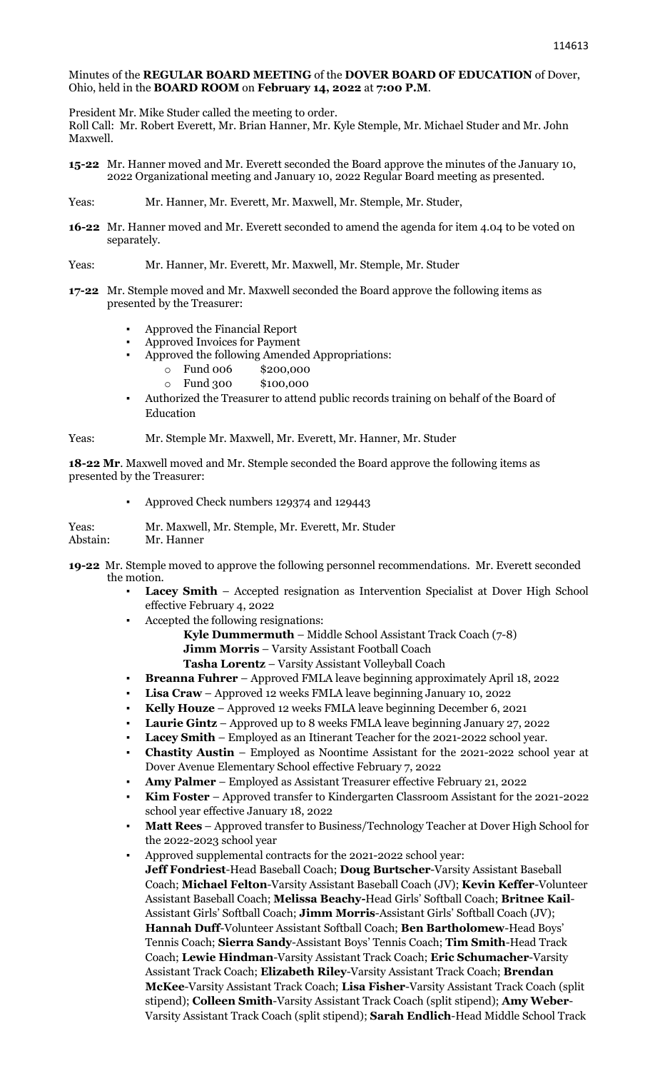Minutes of the **REGULAR BOARD MEETING** of the **DOVER BOARD OF EDUCATION** of Dover, Ohio, held in the **BOARD ROOM** on **February 14, 2022** at **7:00 P.M**.

President Mr. Mike Studer called the meeting to order.
Roll Call: Mr. Robert Everett, Mr. Brian Hanner, Mr. Kyle Stemple, Mr. Michael Studer and Mr. John Maxwell.

**15-22** Mr. Hanner moved and Mr. Everett seconded the Board approve the minutes of the January 10, 2022 Organizational meeting and January 10, 2022 Regular Board meeting as presented.

Yeas: Mr. Hanner, Mr. Everett, Mr. Maxwell, Mr. Stemple, Mr. Studer,

**16-22** Mr. Hanner moved and Mr. Everett seconded to amend the agenda for item 4.04 to be voted on separately.

Yeas: Mr. Hanner, Mr. Everett, Mr. Maxwell, Mr. Stemple, Mr. Studer

**17-22** Mr. Stemple moved and Mr. Maxwell seconded the Board approve the following items as presented by the Treasurer:

- Approved the Financial Report
- Approved Invoices for Payment
- Approved the following Amended Appropriations:
  - Fund 006 $200,000
  - Fund 300 $100,000
- Authorized the Treasurer to attend public records training on behalf of the Board of Education

Yeas: Mr. Stemple Mr. Maxwell, Mr. Everett, Mr. Hanner, Mr. Studer

**18-22 Mr**. Maxwell moved and Mr. Stemple seconded the Board approve the following items as presented by the Treasurer:

- Approved Check numbers 129374 and 129443

Yeas: Mr. Maxwell, Mr. Stemple, Mr. Everett, Mr. Studer
Abstain: Mr. Hanner

**19-22** Mr. Stemple moved to approve the following personnel recommendations. Mr. Everett seconded the motion.

- **Lacey Smith** – Accepted resignation as Intervention Specialist at Dover High School effective February 4, 2022
- Accepted the following resignations:
  - **Kyle Dummermuth** – Middle School Assistant Track Coach (7-8)
  - **Jimm Morris** – Varsity Assistant Football Coach
  - **Tasha Lorentz** – Varsity Assistant Volleyball Coach
- **Breanna Fuhrer** – Approved FMLA leave beginning approximately April 18, 2022
- **Lisa Craw** – Approved 12 weeks FMLA leave beginning January 10, 2022
- **Kelly Houze** – Approved 12 weeks FMLA leave beginning December 6, 2021
- **Laurie Gintz** – Approved up to 8 weeks FMLA leave beginning January 27, 2022
- **Lacey Smith** – Employed as an Itinerant Teacher for the 2021-2022 school year.
- **Chastity Austin** – Employed as Noontime Assistant for the 2021-2022 school year at Dover Avenue Elementary School effective February 7, 2022
- **Amy Palmer** – Employed as Assistant Treasurer effective February 21, 2022
- **Kim Foster** – Approved transfer to Kindergarten Classroom Assistant for the 2021-2022 school year effective January 18, 2022
- **Matt Rees** – Approved transfer to Business/Technology Teacher at Dover High School for the 2022-2023 school year
- Approved supplemental contracts for the 2021-2022 school year:
  **Jeff Fondriest**-Head Baseball Coach; **Doug Burtscher**-Varsity Assistant Baseball Coach; **Michael Felton**-Varsity Assistant Baseball Coach (JV); **Kevin Keffer**-Volunteer Assistant Baseball Coach; **Melissa Beachy-**Head Girls' Softball Coach; **Britnee Kail**-Assistant Girls' Softball Coach; **Jimm Morris**-Assistant Girls' Softball Coach (JV); **Hannah Duff**-Volunteer Assistant Softball Coach; **Ben Bartholomew**-Head Boys' Tennis Coach; **Sierra Sandy**-Assistant Boys' Tennis Coach; **Tim Smith**-Head Track Coach; **Lewie Hindman**-Varsity Assistant Track Coach; **Eric Schumacher**-Varsity Assistant Track Coach; **Elizabeth Riley**-Varsity Assistant Track Coach; **Brendan McKee**-Varsity Assistant Track Coach; **Lisa Fisher**-Varsity Assistant Track Coach (split stipend); **Colleen Smith**-Varsity Assistant Track Coach (split stipend); **Amy Weber**-Varsity Assistant Track Coach (split stipend); **Sarah Endlich**-Head Middle School Track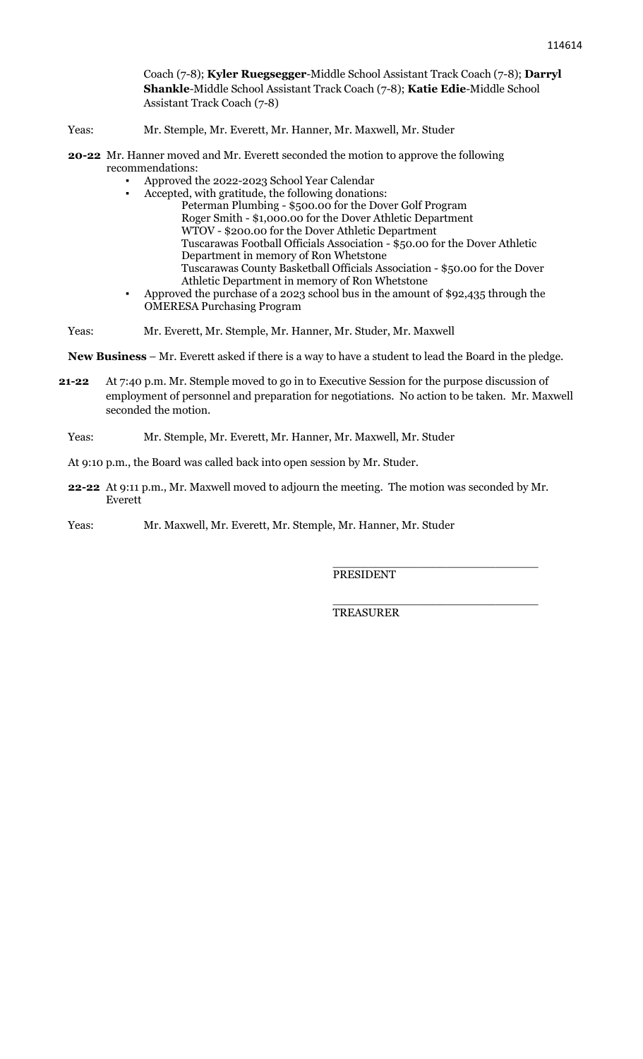Coach (7-8); **Kyler Ruegsegger**-Middle School Assistant Track Coach (7-8); **Darryl Shankle**-Middle School Assistant Track Coach (7-8); **Katie Edie**-Middle School Assistant Track Coach (7-8)

Yeas: Mr. Stemple, Mr. Everett, Mr. Hanner, Mr. Maxwell, Mr. Studer

**20-22** Mr. Hanner moved and Mr. Everett seconded the motion to approve the following recommendations:

- Approved the 2022-2023 School Year Calendar
- Accepted, with gratitude, the following donations:
  - Peterman Plumbing - $500.00 for the Dover Golf Program
  - Roger Smith - $1,000.00 for the Dover Athletic Department
  - WTOV - $200.00 for the Dover Athletic Department
  - Tuscarawas Football Officials Association - $50.00 for the Dover Athletic Department in memory of Ron Whetstone
  - Tuscarawas County Basketball Officials Association - $50.00 for the Dover Athletic Department in memory of Ron Whetstone
- Approved the purchase of a 2023 school bus in the amount of $92,435 through the OMERESA Purchasing Program

Yeas: Mr. Everett, Mr. Stemple, Mr. Hanner, Mr. Studer, Mr. Maxwell

**New Business** – Mr. Everett asked if there is a way to have a student to lead the Board in the pledge.

**21-22** At 7:40 p.m. Mr. Stemple moved to go in to Executive Session for the purpose discussion of employment of personnel and preparation for negotiations. No action to be taken. Mr. Maxwell seconded the motion.

Yeas: Mr. Stemple, Mr. Everett, Mr. Hanner, Mr. Maxwell, Mr. Studer

At 9:10 p.m., the Board was called back into open session by Mr. Studer.

**22-22** At 9:11 p.m., Mr. Maxwell moved to adjourn the meeting. The motion was seconded by Mr. Everett

Yeas: Mr. Maxwell, Mr. Everett, Mr. Stemple, Mr. Hanner, Mr. Studer

_______________________________
PRESIDENT

_______________________________
TREASURER